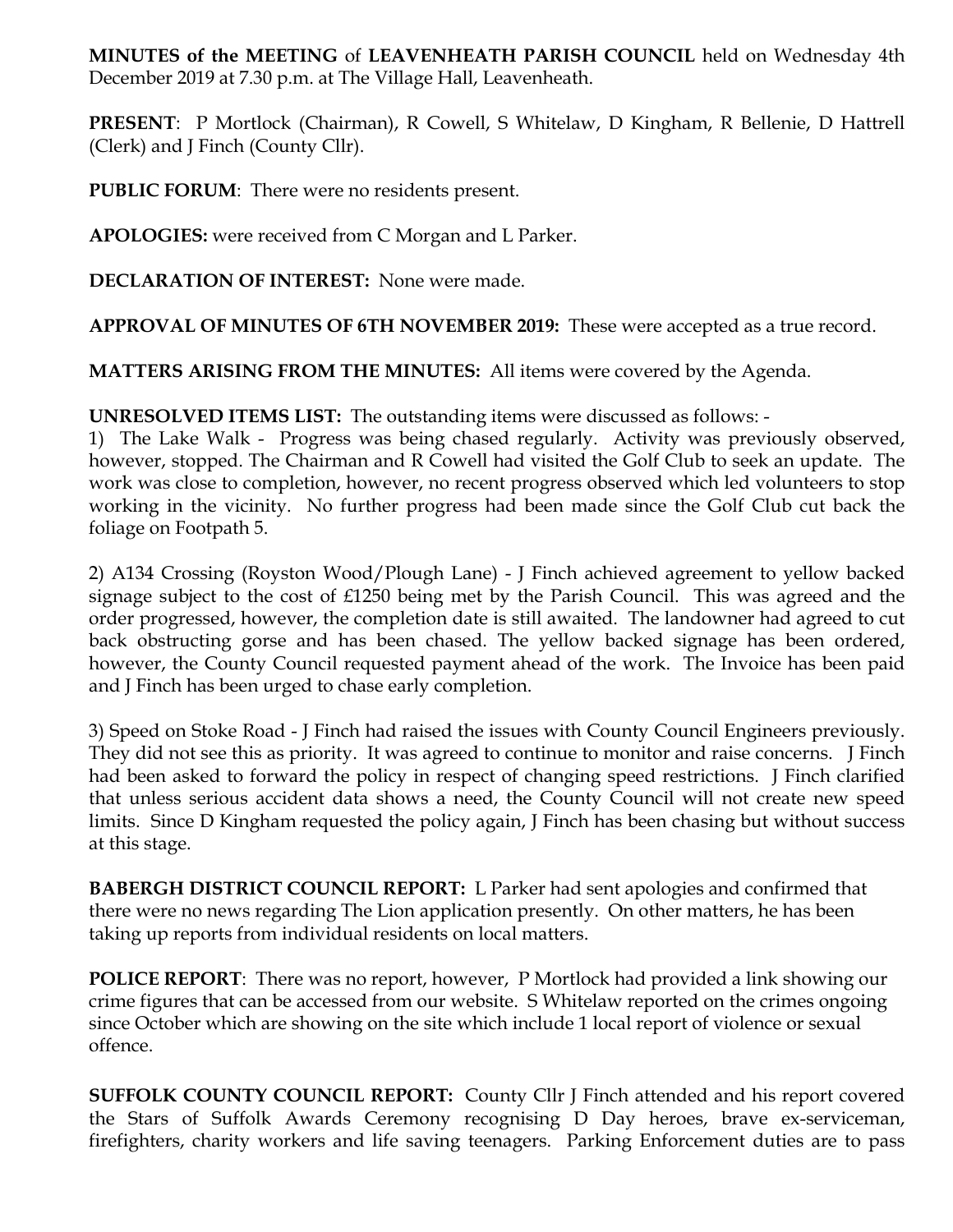**MINUTES of the MEETING** of **LEAVENHEATH PARISH COUNCIL** held on Wednesday 4th December 2019 at 7.30 p.m. at The Village Hall, Leavenheath.

**PRESENT**: P Mortlock (Chairman), R Cowell, S Whitelaw, D Kingham, R Bellenie, D Hattrell (Clerk) and J Finch (County Cllr).

**PUBLIC FORUM**: There were no residents present.

**APOLOGIES:** were received from C Morgan and L Parker.

**DECLARATION OF INTEREST:** None were made.

**APPROVAL OF MINUTES OF 6TH NOVEMBER 2019:** These were accepted as a true record.

**MATTERS ARISING FROM THE MINUTES:** All items were covered by the Agenda.

**UNRESOLVED ITEMS LIST:** The outstanding items were discussed as follows: -

1) The Lake Walk - Progress was being chased regularly. Activity was previously observed, however, stopped. The Chairman and R Cowell had visited the Golf Club to seek an update. The work was close to completion, however, no recent progress observed which led volunteers to stop working in the vicinity. No further progress had been made since the Golf Club cut back the foliage on Footpath 5.

2) A134 Crossing (Royston Wood/Plough Lane) - J Finch achieved agreement to yellow backed signage subject to the cost of £1250 being met by the Parish Council. This was agreed and the order progressed, however, the completion date is still awaited. The landowner had agreed to cut back obstructing gorse and has been chased. The yellow backed signage has been ordered, however, the County Council requested payment ahead of the work. The Invoice has been paid and J Finch has been urged to chase early completion.

3) Speed on Stoke Road - J Finch had raised the issues with County Council Engineers previously. They did not see this as priority. It was agreed to continue to monitor and raise concerns. J Finch had been asked to forward the policy in respect of changing speed restrictions. J Finch clarified that unless serious accident data shows a need, the County Council will not create new speed limits. Since D Kingham requested the policy again, J Finch has been chasing but without success at this stage.

**BABERGH DISTRICT COUNCIL REPORT:** L Parker had sent apologies and confirmed that there were no news regarding The Lion application presently. On other matters, he has been taking up reports from individual residents on local matters.

**POLICE REPORT**: There was no report, however, P Mortlock had provided a link showing our crime figures that can be accessed from our website. S Whitelaw reported on the crimes ongoing since October which are showing on the site which include 1 local report of violence or sexual offence.

**SUFFOLK COUNTY COUNCIL REPORT:** County Cllr J Finch attended and his report covered the Stars of Suffolk Awards Ceremony recognising D Day heroes, brave ex-serviceman, firefighters, charity workers and life saving teenagers. Parking Enforcement duties are to pass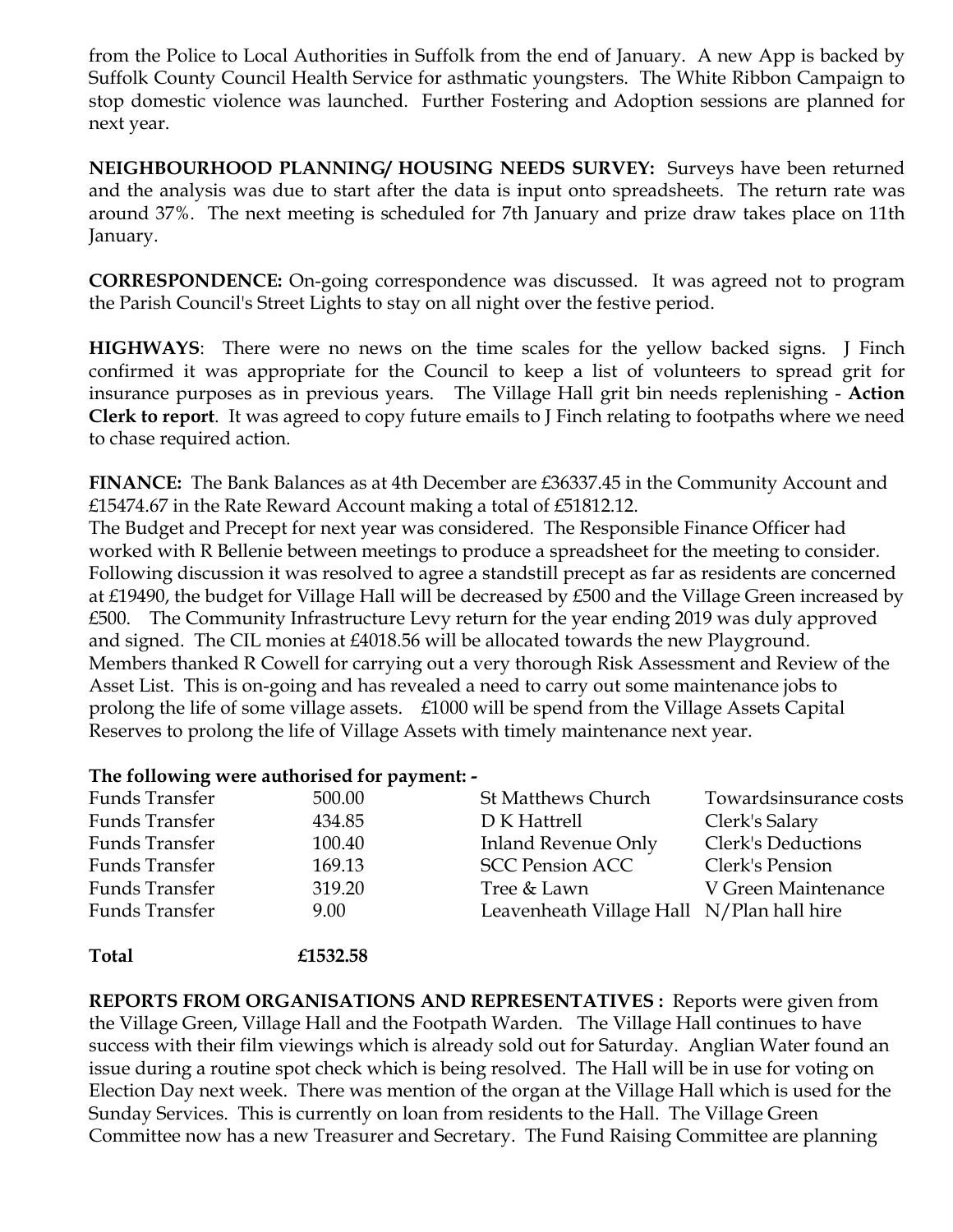from the Police to Local Authorities in Suffolk from the end of January. A new App is backed by Suffolk County Council Health Service for asthmatic youngsters. The White Ribbon Campaign to stop domestic violence was launched. Further Fostering and Adoption sessions are planned for next year.

**NEIGHBOURHOOD PLANNING/ HOUSING NEEDS SURVEY:** Surveys have been returned and the analysis was due to start after the data is input onto spreadsheets. The return rate was around 37%. The next meeting is scheduled for 7th January and prize draw takes place on 11th January.

**CORRESPONDENCE:** On-going correspondence was discussed. It was agreed not to program the Parish Council's Street Lights to stay on all night over the festive period.

**HIGHWAYS**: There were no news on the time scales for the yellow backed signs. J Finch confirmed it was appropriate for the Council to keep a list of volunteers to spread grit for insurance purposes as in previous years. The Village Hall grit bin needs replenishing - **Action Clerk to report**. It was agreed to copy future emails to J Finch relating to footpaths where we need to chase required action.

**FINANCE:** The Bank Balances as at 4th December are £36337.45 in the Community Account and £15474.67 in the Rate Reward Account making a total of £51812.12.
The Budget and Precept for next year was considered. The Responsible Finance Officer had worked with R Bellenie between meetings to produce a spreadsheet for the meeting to consider. Following discussion it was resolved to agree a standstill precept as far as residents are concerned at £19490, the budget for Village Hall will be decreased by £500 and the Village Green increased by £500. The Community Infrastructure Levy return for the year ending 2019 was duly approved and signed. The CIL monies at £4018.56 will be allocated towards the new Playground.
Members thanked R Cowell for carrying out a very thorough Risk Assessment and Review of the Asset List. This is on-going and has revealed a need to carry out some maintenance jobs to prolong the life of some village assets. £1000 will be spend from the Village Assets Capital Reserves to prolong the life of Village Assets with timely maintenance next year.

**The following were authorised for payment: -**

| | | | |
|---|---|---|---|
| Funds Transfer | 500.00 | St Matthews Church | Towardsinsurance costs |
| Funds Transfer | 434.85 | D K Hattrell | Clerk's Salary |
| Funds Transfer | 100.40 | Inland Revenue Only | Clerk's Deductions |
| Funds Transfer | 169.13 | SCC Pension ACC | Clerk's Pension |
| Funds Transfer | 319.20 | Tree & Lawn | V Green Maintenance |
| Funds Transfer | 9.00 | Leavenheath Village Hall | N/Plan hall hire |
| **Total** | **£1532.58** | | |

**REPORTS FROM ORGANISATIONS AND REPRESENTATIVES :** Reports were given from the Village Green, Village Hall and the Footpath Warden. The Village Hall continues to have success with their film viewings which is already sold out for Saturday. Anglian Water found an issue during a routine spot check which is being resolved. The Hall will be in use for voting on Election Day next week. There was mention of the organ at the Village Hall which is used for the Sunday Services. This is currently on loan from residents to the Hall. The Village Green Committee now has a new Treasurer and Secretary. The Fund Raising Committee are planning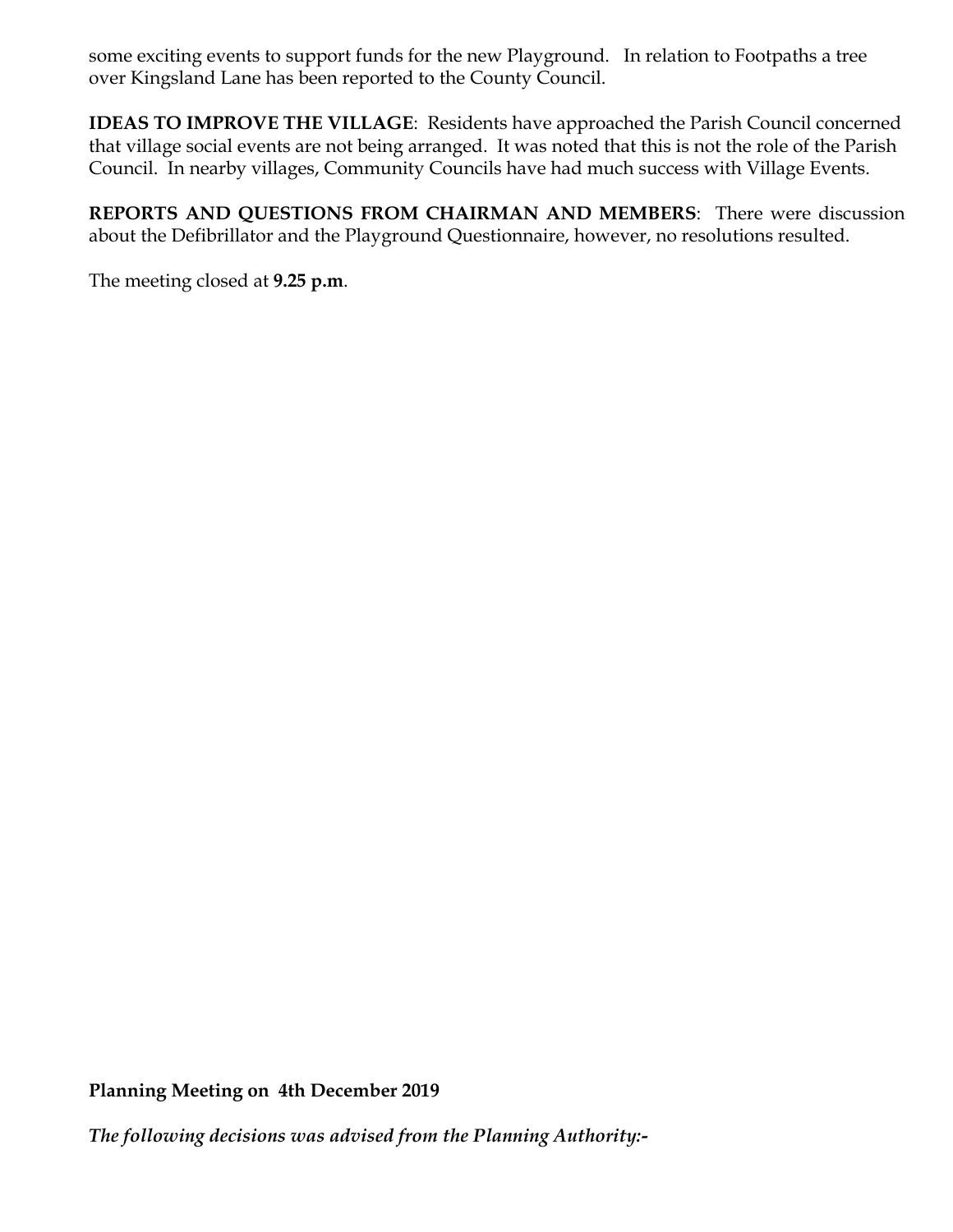some exciting events to support funds for the new Playground. In relation to Footpaths a tree over Kingsland Lane has been reported to the County Council.

**IDEAS TO IMPROVE THE VILLAGE**: Residents have approached the Parish Council concerned that village social events are not being arranged. It was noted that this is not the role of the Parish Council. In nearby villages, Community Councils have had much success with Village Events.

**REPORTS AND QUESTIONS FROM CHAIRMAN AND MEMBERS**: There were discussion about the Defibrillator and the Playground Questionnaire, however, no resolutions resulted.

The meeting closed at **9.25 p.m**.

**Planning Meeting on 4th December 2019**

***The following decisions was advised from the Planning Authority:-***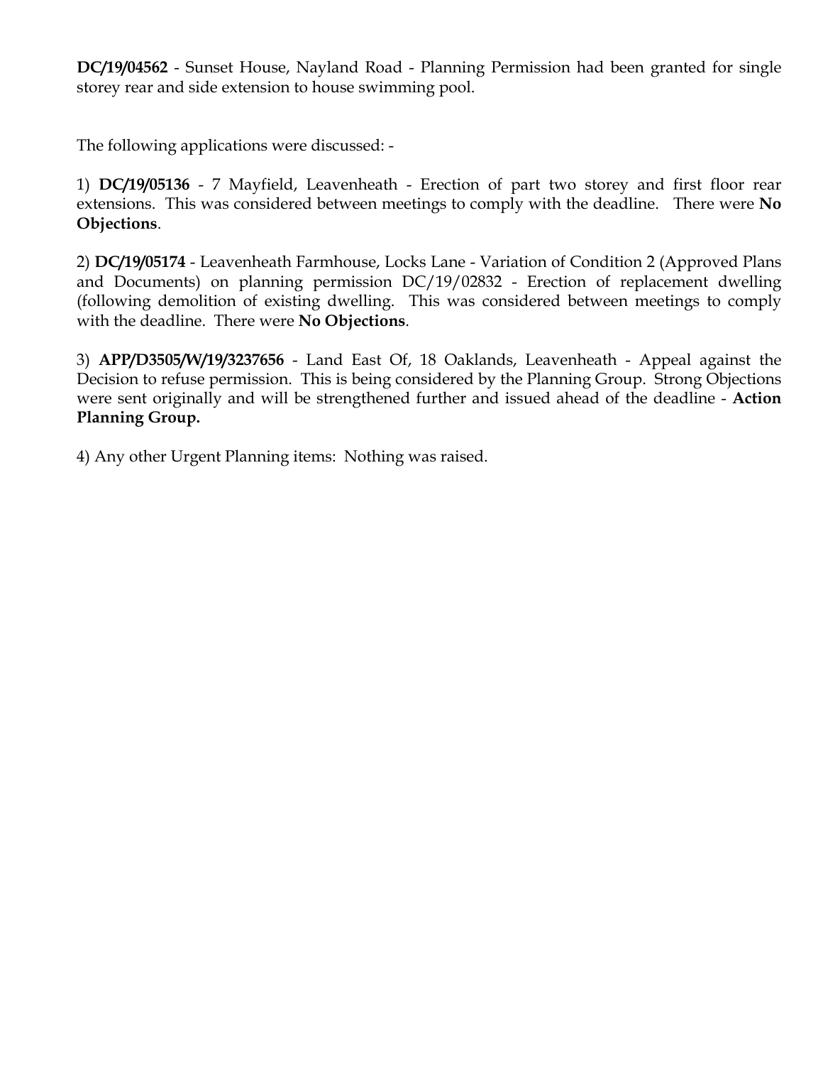**DC/19/04562** - Sunset House, Nayland Road - Planning Permission had been granted for single storey rear and side extension to house swimming pool.

The following applications were discussed: -

1) **DC/19/05136** - 7 Mayfield, Leavenheath - Erection of part two storey and first floor rear extensions. This was considered between meetings to comply with the deadline. There were **No Objections**.

2) **DC/19/05174** - Leavenheath Farmhouse, Locks Lane - Variation of Condition 2 (Approved Plans and Documents) on planning permission DC/19/02832 - Erection of replacement dwelling (following demolition of existing dwelling. This was considered between meetings to comply with the deadline. There were **No Objections**.

3) **APP/D3505/W/19/3237656** - Land East Of, 18 Oaklands, Leavenheath - Appeal against the Decision to refuse permission. This is being considered by the Planning Group. Strong Objections were sent originally and will be strengthened further and issued ahead of the deadline - **Action Planning Group.**

4) Any other Urgent Planning items: Nothing was raised.